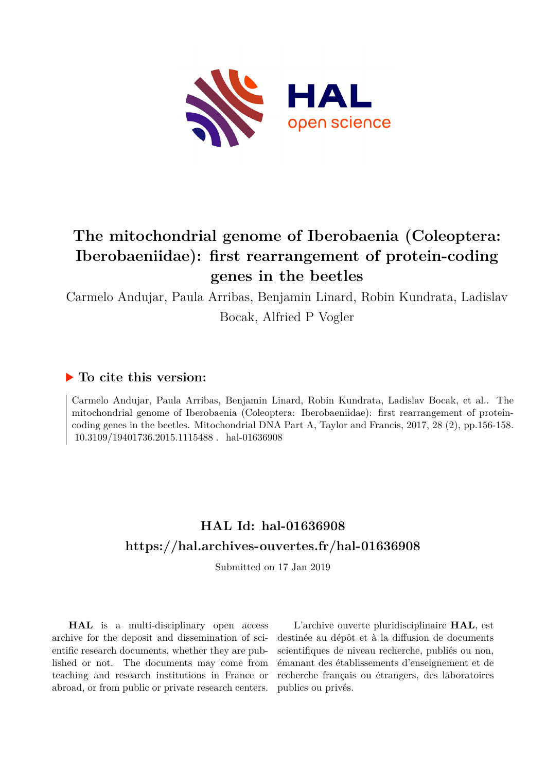# The mitochondrial genome of Iberobaenia (Coleoptera: Iberobaeniidae): first rearrangement of protein-coding genes in the beetles

Carmelo Andujar, Paula Arribas, Benjamin Linard, Robin Kundrata, Ladislav Bocak, Alfried P Vogler

## ▶ To cite this version:

Carmelo Andujar, Paula Arribas, Benjamin Linard, Robin Kundrata, Ladislav Bocak, et al.. The mitochondrial genome of Iberobaenia (Coleoptera: Iberobaeniidae): first rearrangement of protein-coding genes in the beetles. Mitochondrial DNA Part A, Taylor and Francis, 2017, 28 (2), pp.156-158. 10.3109/19401736.2015.1115488 . hal-01636908

## HAL Id: hal-01636908

## https://hal.archives-ouvertes.fr/hal-01636908

Submitted on 17 Jan 2019

**HAL** is a multi-disciplinary open access archive for the deposit and dissemination of scientific research documents, whether they are published or not. The documents may come from teaching and research institutions in France or abroad, or from public or private research centers.

L'archive ouverte pluridisciplinaire **HAL**, est destinée au dépôt et à la diffusion de documents scientifiques de niveau recherche, publiés ou non, émanant des établissements d'enseignement et de recherche français ou étrangers, des laboratoires publics ou privés.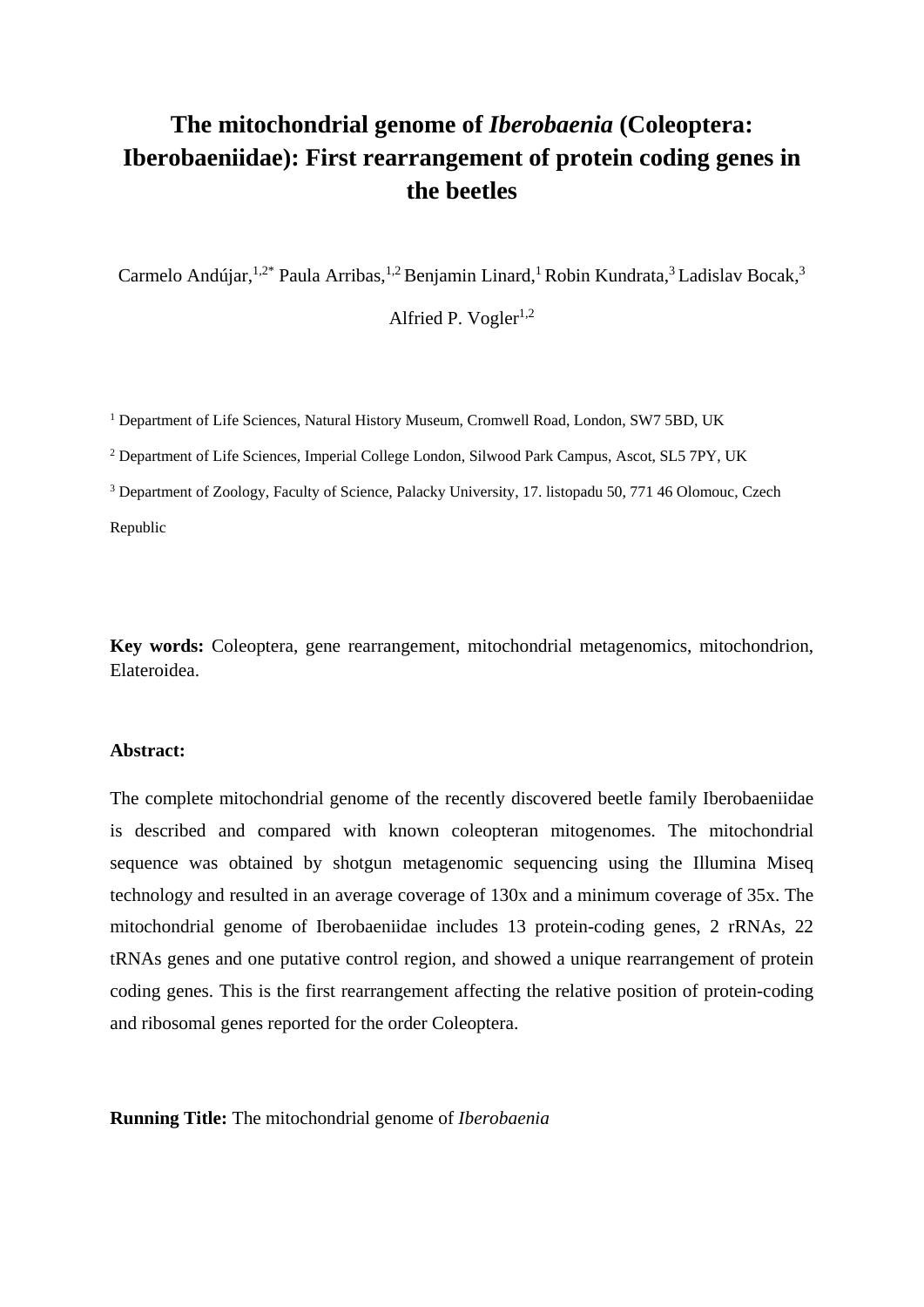# The mitochondrial genome of *Iberobaenia* (Coleoptera: Iberobaeniidae): First rearrangement of protein coding genes in the beetles

Carmelo Andújar,[1,2*] Paula Arribas,[1,2] Benjamin Linard,[1] Robin Kundrata,[3] Ladislav Bocak,[3] Alfried P. Vogler[1,2]

[1] Department of Life Sciences, Natural History Museum, Cromwell Road, London, SW7 5BD, UK

[2] Department of Life Sciences, Imperial College London, Silwood Park Campus, Ascot, SL5 7PY, UK

[3] Department of Zoology, Faculty of Science, Palacky University, 17. listopadu 50, 771 46 Olomouc, Czech Republic

**Key words:** Coleoptera, gene rearrangement, mitochondrial metagenomics, mitochondrion, Elateroidea.

**Abstract:**

The complete mitochondrial genome of the recently discovered beetle family Iberobaeniidae is described and compared with known coleopteran mitogenomes. The mitochondrial sequence was obtained by shotgun metagenomic sequencing using the Illumina Miseq technology and resulted in an average coverage of 130x and a minimum coverage of 35x. The mitochondrial genome of Iberobaeniidae includes 13 protein-coding genes, 2 rRNAs, 22 tRNAs genes and one putative control region, and showed a unique rearrangement of protein coding genes. This is the first rearrangement affecting the relative position of protein-coding and ribosomal genes reported for the order Coleoptera.

**Running Title:** The mitochondrial genome of *Iberobaenia*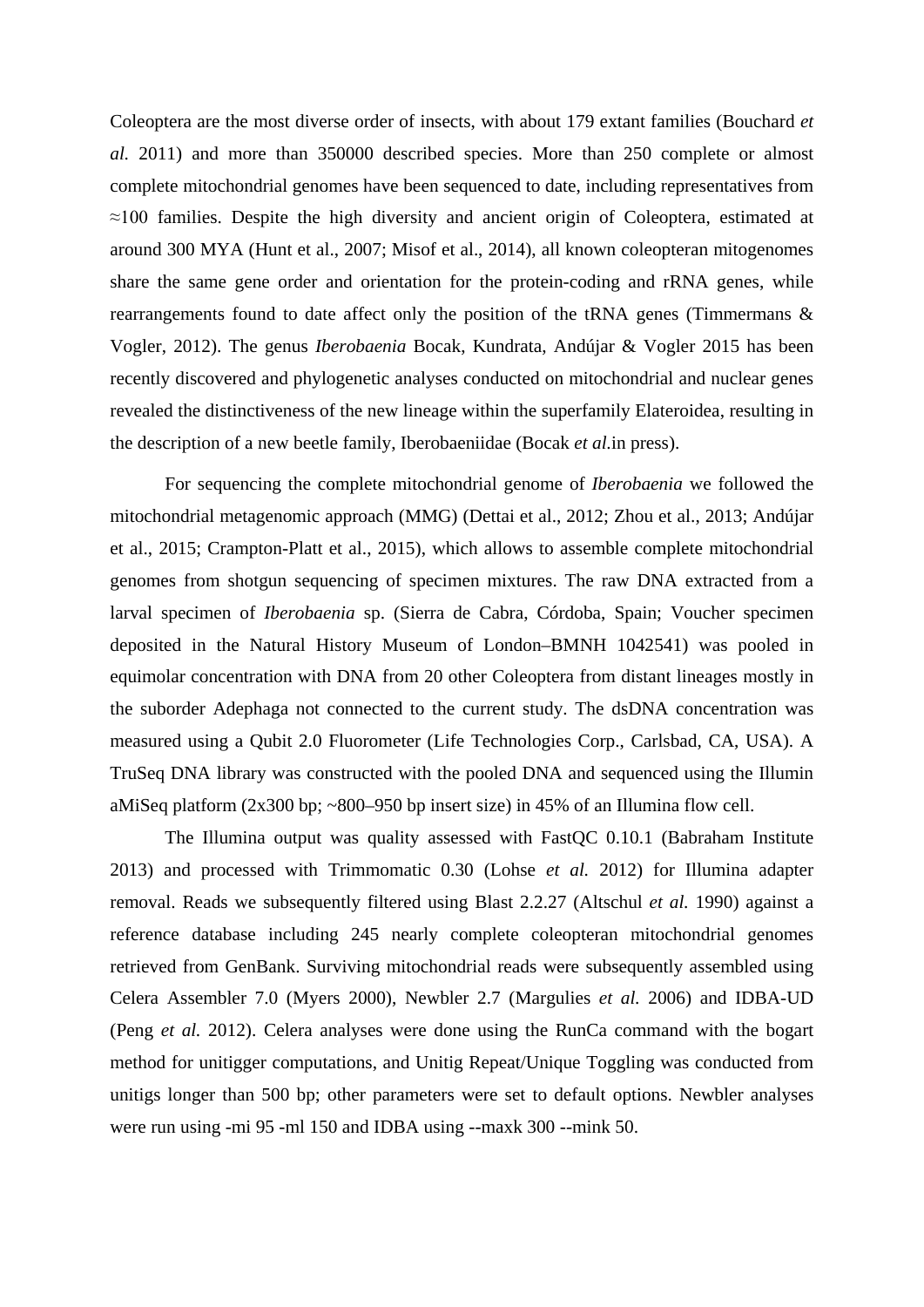Coleoptera are the most diverse order of insects, with about 179 extant families (Bouchard *et al.* 2011) and more than 350000 described species. More than 250 complete or almost complete mitochondrial genomes have been sequenced to date, including representatives from ≈100 families. Despite the high diversity and ancient origin of Coleoptera, estimated at around 300 MYA (Hunt et al., 2007; Misof et al., 2014), all known coleopteran mitogenomes share the same gene order and orientation for the protein-coding and rRNA genes, while rearrangements found to date affect only the position of the tRNA genes (Timmermans & Vogler, 2012). The genus *Iberobaenia* Bocak, Kundrata, Andújar & Vogler 2015 has been recently discovered and phylogenetic analyses conducted on mitochondrial and nuclear genes revealed the distinctiveness of the new lineage within the superfamily Elateroidea, resulting in the description of a new beetle family, Iberobaeniidae (Bocak *et al.*in press).

For sequencing the complete mitochondrial genome of *Iberobaenia* we followed the mitochondrial metagenomic approach (MMG) (Dettai et al., 2012; Zhou et al., 2013; Andújar et al., 2015; Crampton-Platt et al., 2015), which allows to assemble complete mitochondrial genomes from shotgun sequencing of specimen mixtures. The raw DNA extracted from a larval specimen of *Iberobaenia* sp. (Sierra de Cabra, Córdoba, Spain; Voucher specimen deposited in the Natural History Museum of London–BMNH 1042541) was pooled in equimolar concentration with DNA from 20 other Coleoptera from distant lineages mostly in the suborder Adephaga not connected to the current study. The dsDNA concentration was measured using a Qubit 2.0 Fluorometer (Life Technologies Corp., Carlsbad, CA, USA). A TruSeq DNA library was constructed with the pooled DNA and sequenced using the Illumin aMiSeq platform (2x300 bp; ~800–950 bp insert size) in 45% of an Illumina flow cell.

The Illumina output was quality assessed with FastQC 0.10.1 (Babraham Institute 2013) and processed with Trimmomatic 0.30 (Lohse *et al.* 2012) for Illumina adapter removal. Reads we subsequently filtered using Blast 2.2.27 (Altschul *et al.* 1990) against a reference database including 245 nearly complete coleopteran mitochondrial genomes retrieved from GenBank. Surviving mitochondrial reads were subsequently assembled using Celera Assembler 7.0 (Myers 2000), Newbler 2.7 (Margulies *et al.* 2006) and IDBA-UD (Peng *et al.* 2012). Celera analyses were done using the RunCa command with the bogart method for unitigger computations, and Unitig Repeat/Unique Toggling was conducted from unitigs longer than 500 bp; other parameters were set to default options. Newbler analyses were run using -mi 95 -ml 150 and IDBA using --maxk 300 --mink 50.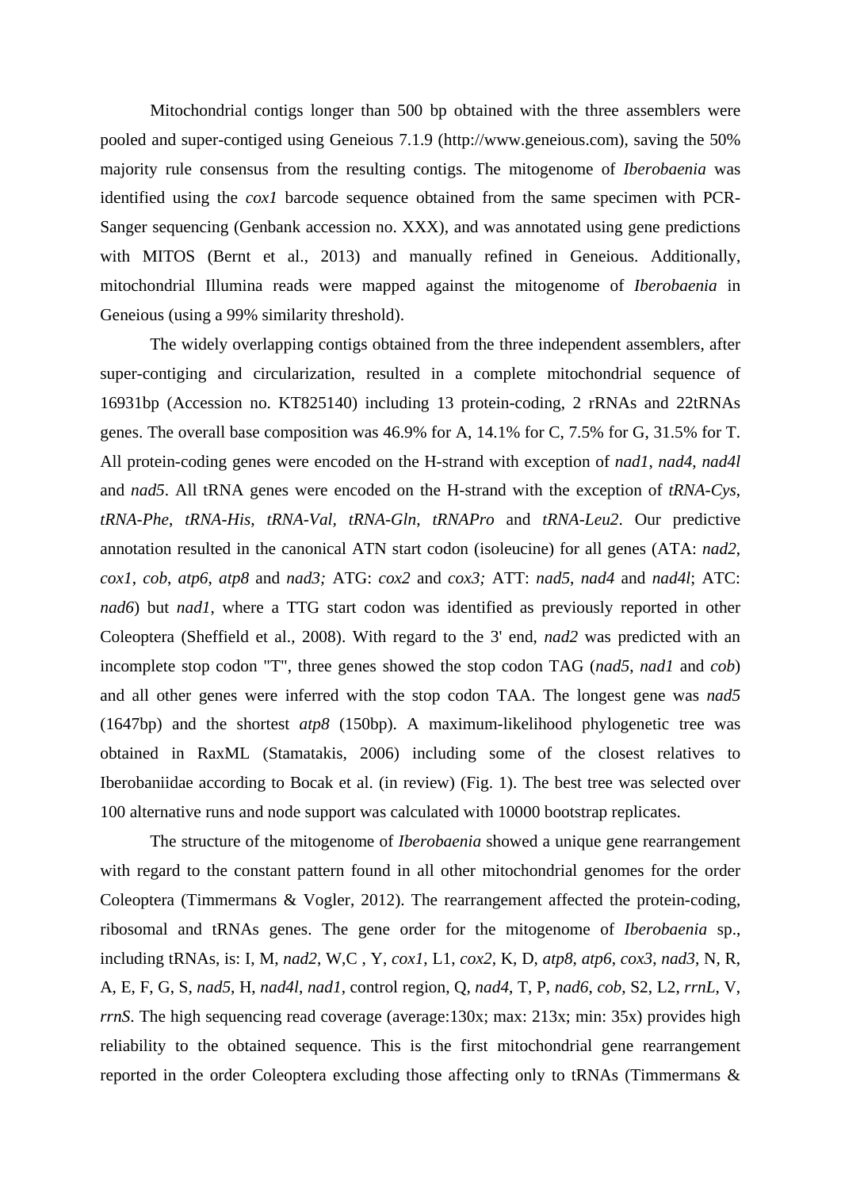Mitochondrial contigs longer than 500 bp obtained with the three assemblers were pooled and super-contiged using Geneious 7.1.9 (http://www.geneious.com), saving the 50% majority rule consensus from the resulting contigs. The mitogenome of *Iberobaenia* was identified using the *cox1* barcode sequence obtained from the same specimen with PCR-Sanger sequencing (Genbank accession no. XXX), and was annotated using gene predictions with MITOS (Bernt et al., 2013) and manually refined in Geneious. Additionally, mitochondrial Illumina reads were mapped against the mitogenome of *Iberobaenia* in Geneious (using a 99% similarity threshold).

The widely overlapping contigs obtained from the three independent assemblers, after super-contiging and circularization, resulted in a complete mitochondrial sequence of 16931bp (Accession no. KT825140) including 13 protein-coding, 2 rRNAs and 22tRNAs genes. The overall base composition was 46.9% for A, 14.1% for C, 7.5% for G, 31.5% for T. All protein-coding genes were encoded on the H-strand with exception of *nad1*, *nad4*, *nad4l* and *nad5*. All tRNA genes were encoded on the H-strand with the exception of *tRNA-Cys*, *tRNA-Phe*, *tRNA-His*, *tRNA-Val*, *tRNA-Gln*, *tRNAPro* and *tRNA-Leu2*. Our predictive annotation resulted in the canonical ATN start codon (isoleucine) for all genes (ATA: *nad2*, *cox1*, *cob*, *atp6*, *atp8* and *nad3;* ATG: *cox2* and *cox3;* ATT: *nad5*, *nad4* and *nad4l*; ATC: *nad6*) but *nad1*, where a TTG start codon was identified as previously reported in other Coleoptera (Sheffield et al., 2008). With regard to the 3' end, *nad2* was predicted with an incomplete stop codon "T", three genes showed the stop codon TAG (*nad5*, *nad1* and *cob*) and all other genes were inferred with the stop codon TAA. The longest gene was *nad5* (1647bp) and the shortest *atp8* (150bp). A maximum-likelihood phylogenetic tree was obtained in RaxML (Stamatakis, 2006) including some of the closest relatives to Iberobaniidae according to Bocak et al. (in review) (Fig. 1). The best tree was selected over 100 alternative runs and node support was calculated with 10000 bootstrap replicates.

The structure of the mitogenome of *Iberobaenia* showed a unique gene rearrangement with regard to the constant pattern found in all other mitochondrial genomes for the order Coleoptera (Timmermans & Vogler, 2012). The rearrangement affected the protein-coding, ribosomal and tRNAs genes. The gene order for the mitogenome of *Iberobaenia* sp., including tRNAs, is: I, M, *nad2*, W,C , Y, *cox1*, L1, *cox2*, K, D, *atp8*, *atp6*, *cox3*, *nad3*, N, R, A, E, F, G, S, *nad5*, H, *nad4l*, *nad1*, control region, Q, *nad4*, T, P, *nad6*, *cob*, S2, L2, *rrnL*, V, *rrnS*. The high sequencing read coverage (average:130x; max: 213x; min: 35x) provides high reliability to the obtained sequence. This is the first mitochondrial gene rearrangement reported in the order Coleoptera excluding those affecting only to tRNAs (Timmermans &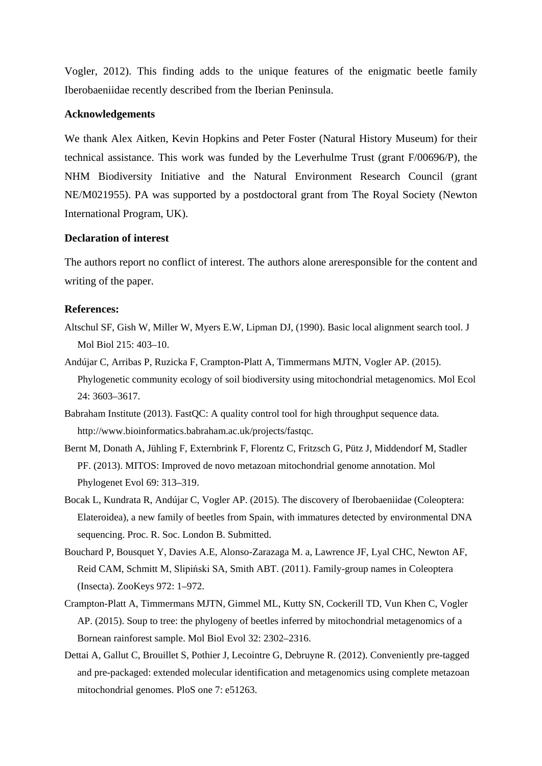Vogler, 2012). This finding adds to the unique features of the enigmatic beetle family Iberobaeniidae recently described from the Iberian Peninsula.

**Acknowledgements**

We thank Alex Aitken, Kevin Hopkins and Peter Foster (Natural History Museum) for their technical assistance. This work was funded by the Leverhulme Trust (grant F/00696/P), the NHM Biodiversity Initiative and the Natural Environment Research Council (grant NE/M021955). PA was supported by a postdoctoral grant from The Royal Society (Newton International Program, UK).

**Declaration of interest**

The authors report no conflict of interest. The authors alone areresponsible for the content and writing of the paper.

**References:**

Altschul SF, Gish W, Miller W, Myers E.W, Lipman DJ, (1990). Basic local alignment search tool. J Mol Biol 215: 403–10.

Andújar C, Arribas P, Ruzicka F, Crampton-Platt A, Timmermans MJTN, Vogler AP. (2015). Phylogenetic community ecology of soil biodiversity using mitochondrial metagenomics. Mol Ecol 24: 3603–3617.

Babraham Institute (2013). FastQC: A quality control tool for high throughput sequence data. http://www.bioinformatics.babraham.ac.uk/projects/fastqc.

Bernt M, Donath A, Jühling F, Externbrink F, Florentz C, Fritzsch G, Pütz J, Middendorf M, Stadler PF. (2013). MITOS: Improved de novo metazoan mitochondrial genome annotation. Mol Phylogenet Evol 69: 313–319.

Bocak L, Kundrata R, Andújar C, Vogler AP. (2015). The discovery of Iberobaeniidae (Coleoptera: Elateroidea), a new family of beetles from Spain, with immatures detected by environmental DNA sequencing. Proc. R. Soc. London B. Submitted.

Bouchard P, Bousquet Y, Davies A.E, Alonso-Zarazaga M. a, Lawrence JF, Lyal CHC, Newton AF, Reid CAM, Schmitt M, Slipiński SA, Smith ABT. (2011). Family-group names in Coleoptera (Insecta). ZooKeys 972: 1–972.

Crampton-Platt A, Timmermans MJTN, Gimmel ML, Kutty SN, Cockerill TD, Vun Khen C, Vogler AP. (2015). Soup to tree: the phylogeny of beetles inferred by mitochondrial metagenomics of a Bornean rainforest sample. Mol Biol Evol 32: 2302–2316.

Dettai A, Gallut C, Brouillet S, Pothier J, Lecointre G, Debruyne R. (2012). Conveniently pre-tagged and pre-packaged: extended molecular identification and metagenomics using complete metazoan mitochondrial genomes. PloS one 7: e51263.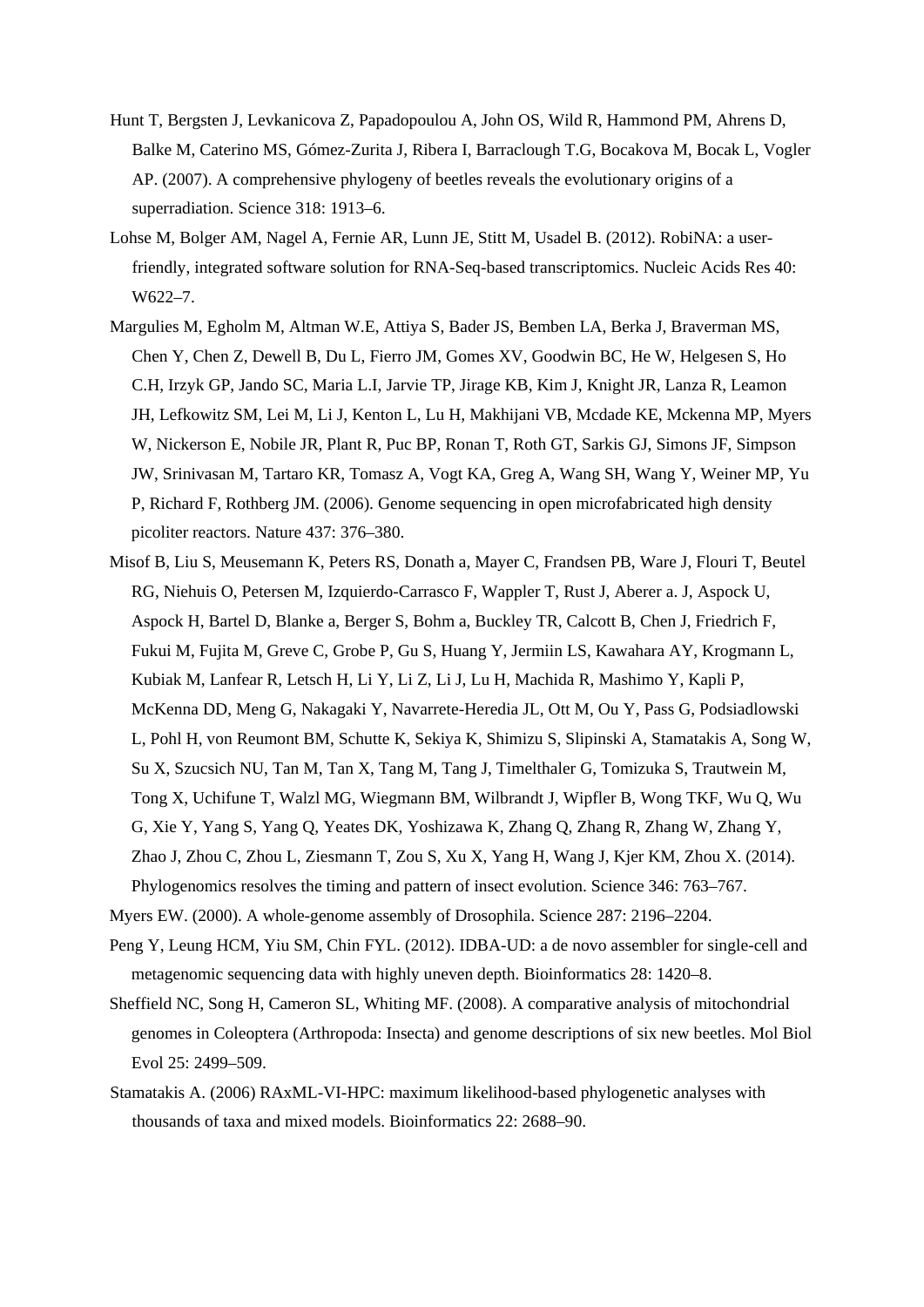Hunt T, Bergsten J, Levkanicova Z, Papadopoulou A, John OS, Wild R, Hammond PM, Ahrens D, Balke M, Caterino MS, Gómez-Zurita J, Ribera I, Barraclough T.G, Bocakova M, Bocak L, Vogler AP. (2007). A comprehensive phylogeny of beetles reveals the evolutionary origins of a superradiation. Science 318: 1913–6.

Lohse M, Bolger AM, Nagel A, Fernie AR, Lunn JE, Stitt M, Usadel B. (2012). RobiNA: a user-friendly, integrated software solution for RNA-Seq-based transcriptomics. Nucleic Acids Res 40: W622–7.

Margulies M, Egholm M, Altman W.E, Attiya S, Bader JS, Bemben LA, Berka J, Braverman MS, Chen Y, Chen Z, Dewell B, Du L, Fierro JM, Gomes XV, Goodwin BC, He W, Helgesen S, Ho C.H, Irzyk GP, Jando SC, Maria L.I, Jarvie TP, Jirage KB, Kim J, Knight JR, Lanza R, Leamon JH, Lefkowitz SM, Lei M, Li J, Kenton L, Lu H, Makhijani VB, Mcdade KE, Mckenna MP, Myers W, Nickerson E, Nobile JR, Plant R, Puc BP, Ronan T, Roth GT, Sarkis GJ, Simons JF, Simpson JW, Srinivasan M, Tartaro KR, Tomasz A, Vogt KA, Greg A, Wang SH, Wang Y, Weiner MP, Yu P, Richard F, Rothberg JM. (2006). Genome sequencing in open microfabricated high density picoliter reactors. Nature 437: 376–380.

Misof B, Liu S, Meusemann K, Peters RS, Donath a, Mayer C, Frandsen PB, Ware J, Flouri T, Beutel RG, Niehuis O, Petersen M, Izquierdo-Carrasco F, Wappler T, Rust J, Aberer a. J, Aspock U, Aspock H, Bartel D, Blanke a, Berger S, Bohm a, Buckley TR, Calcott B, Chen J, Friedrich F, Fukui M, Fujita M, Greve C, Grobe P, Gu S, Huang Y, Jermiin LS, Kawahara AY, Krogmann L, Kubiak M, Lanfear R, Letsch H, Li Y, Li Z, Li J, Lu H, Machida R, Mashimo Y, Kapli P, McKenna DD, Meng G, Nakagaki Y, Navarrete-Heredia JL, Ott M, Ou Y, Pass G, Podsiadlowski L, Pohl H, von Reumont BM, Schutte K, Sekiya K, Shimizu S, Slipinski A, Stamatakis A, Song W, Su X, Szucsich NU, Tan M, Tan X, Tang M, Tang J, Timelthaler G, Tomizuka S, Trautwein M, Tong X, Uchifune T, Walzl MG, Wiegmann BM, Wilbrandt J, Wipfler B, Wong TKF, Wu Q, Wu G, Xie Y, Yang S, Yang Q, Yeates DK, Yoshizawa K, Zhang Q, Zhang R, Zhang W, Zhang Y, Zhao J, Zhou C, Zhou L, Ziesmann T, Zou S, Xu X, Yang H, Wang J, Kjer KM, Zhou X. (2014). Phylogenomics resolves the timing and pattern of insect evolution. Science 346: 763–767.

Myers EW. (2000). A whole-genome assembly of Drosophila. Science 287: 2196–2204.

Peng Y, Leung HCM, Yiu SM, Chin FYL. (2012). IDBA-UD: a de novo assembler for single-cell and metagenomic sequencing data with highly uneven depth. Bioinformatics 28: 1420–8.

Sheffield NC, Song H, Cameron SL, Whiting MF. (2008). A comparative analysis of mitochondrial genomes in Coleoptera (Arthropoda: Insecta) and genome descriptions of six new beetles. Mol Biol Evol 25: 2499–509.

Stamatakis A. (2006) RAxML-VI-HPC: maximum likelihood-based phylogenetic analyses with thousands of taxa and mixed models. Bioinformatics 22: 2688–90.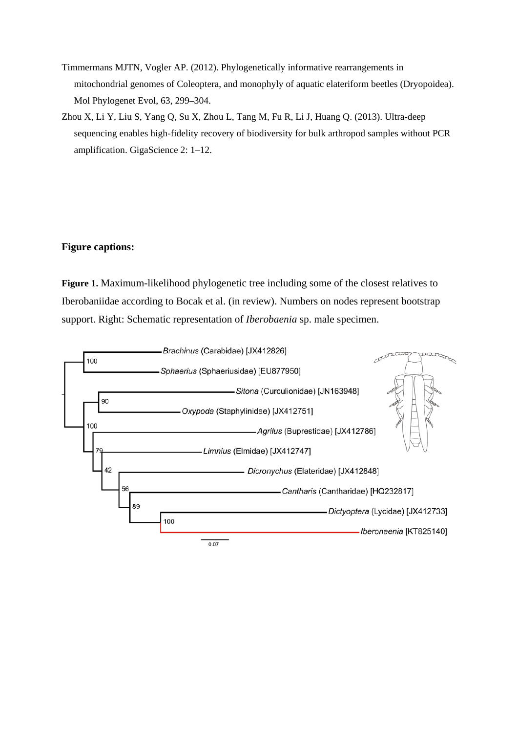Timmermans MJTN, Vogler AP. (2012). Phylogenetically informative rearrangements in mitochondrial genomes of Coleoptera, and monophyly of aquatic elateriform beetles (Dryopoidea). Mol Phylogenet Evol, 63, 299–304.

Zhou X, Li Y, Liu S, Yang Q, Su X, Zhou L, Tang M, Fu R, Li J, Huang Q. (2013). Ultra-deep sequencing enables high-fidelity recovery of biodiversity for bulk arthropod samples without PCR amplification. GigaScience 2: 1–12.

**Figure captions:**

**Figure 1.** Maximum-likelihood phylogenetic tree including some of the closest relatives to Iberobaniidae according to Bocak et al. (in review). Numbers on nodes represent bootstrap support. Right: Schematic representation of *Iberobaenia* sp. male specimen.

*Brachinus* (Carabidae) [JX412826]
*Sphaerius* (Sphaeriusidae) [EU877950]
*Sitona* (Curculionidae) [JN163948]
*Oxypoda* (Staphylinidae) [JX412751]
*Agrilus* (Buprestidae) [JX412786]
*Limnius* (Elmidae) [JX412747]
*Dicronychus* (Elateridae) [JX412848]
*Cantharis* (Cantharidae) [HQ232817]
*Dictyoptera* (Lycidae) [JX412733]
*Iberonaenia* [KT825140]

100
90
100
79
42
56
89
100

0.07